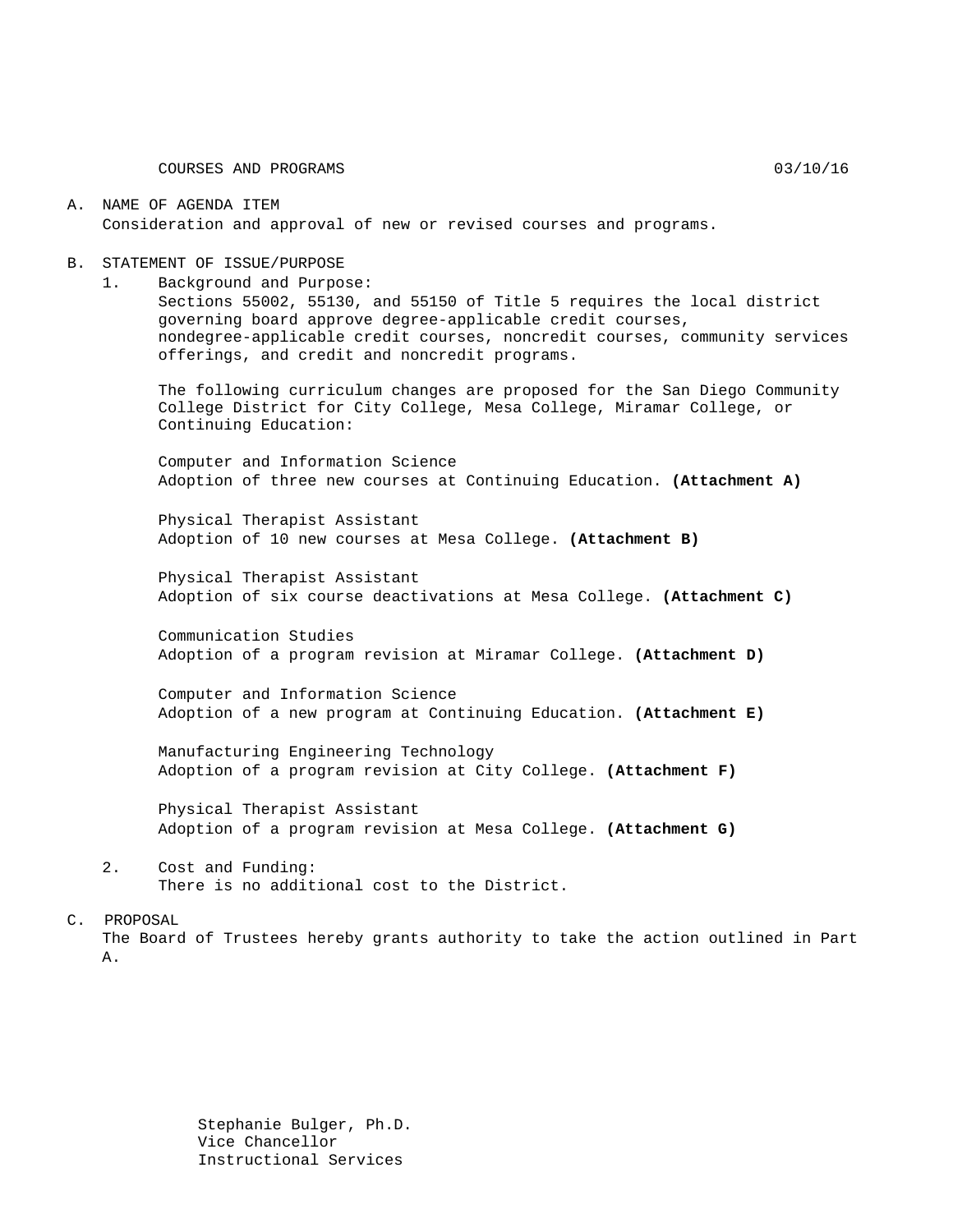COURSES AND PROGRAMS 03/10/16

A. NAME OF AGENDA ITEM

Consideration and approval of new or revised courses and programs.

B. STATEMENT OF ISSUE/PURPOSE

1. Background and Purpose:

   Sections 55002, 55130, and 55150 of Title 5 requires the local district governing board approve degree-applicable credit courses, nondegree-applicable credit courses, noncredit courses, community services offerings, and credit and noncredit programs.

   The following curriculum changes are proposed for the San Diego Community College District for City College, Mesa College, Miramar College, or Continuing Education:

   Computer and Information Science
   Adoption of three new courses at Continuing Education. **(Attachment A)**

   Physical Therapist Assistant
   Adoption of 10 new courses at Mesa College. **(Attachment B)**

   Physical Therapist Assistant
   Adoption of six course deactivations at Mesa College. **(Attachment C)**

   Communication Studies
   Adoption of a program revision at Miramar College. **(Attachment D)**

   Computer and Information Science
   Adoption of a new program at Continuing Education. **(Attachment E)**

   Manufacturing Engineering Technology
   Adoption of a program revision at City College. **(Attachment F)**

   Physical Therapist Assistant
   Adoption of a program revision at Mesa College. **(Attachment G)**

2. Cost and Funding:

   There is no additional cost to the District.

C. PROPOSAL

The Board of Trustees hereby grants authority to take the action outlined in Part A.

Stephanie Bulger, Ph.D.
Vice Chancellor
Instructional Services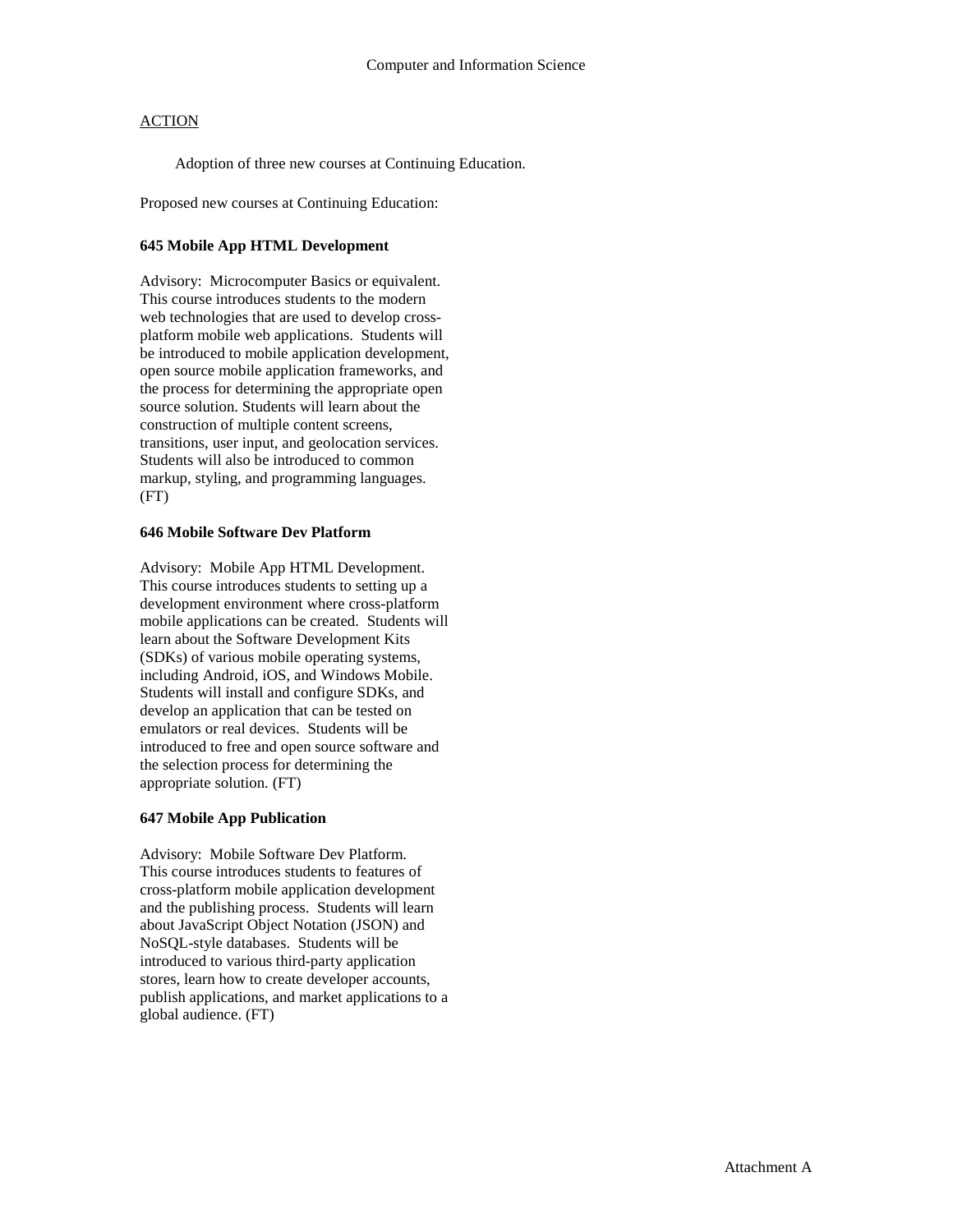# Computer and Information Science

ACTION

Adoption of three new courses at Continuing Education.

Proposed new courses at Continuing Education:

**645 Mobile App HTML Development**

Advisory: Microcomputer Basics or equivalent. This course introduces students to the modern web technologies that are used to develop cross-platform mobile web applications. Students will be introduced to mobile application development, open source mobile application frameworks, and the process for determining the appropriate open source solution. Students will learn about the construction of multiple content screens, transitions, user input, and geolocation services. Students will also be introduced to common markup, styling, and programming languages. (FT)

**646 Mobile Software Dev Platform**

Advisory: Mobile App HTML Development. This course introduces students to setting up a development environment where cross-platform mobile applications can be created. Students will learn about the Software Development Kits (SDKs) of various mobile operating systems, including Android, iOS, and Windows Mobile. Students will install and configure SDKs, and develop an application that can be tested on emulators or real devices. Students will be introduced to free and open source software and the selection process for determining the appropriate solution. (FT)

**647 Mobile App Publication**

Advisory: Mobile Software Dev Platform. This course introduces students to features of cross-platform mobile application development and the publishing process. Students will learn about JavaScript Object Notation (JSON) and NoSQL-style databases. Students will be introduced to various third-party application stores, learn how to create developer accounts, publish applications, and market applications to a global audience. (FT)

Attachment A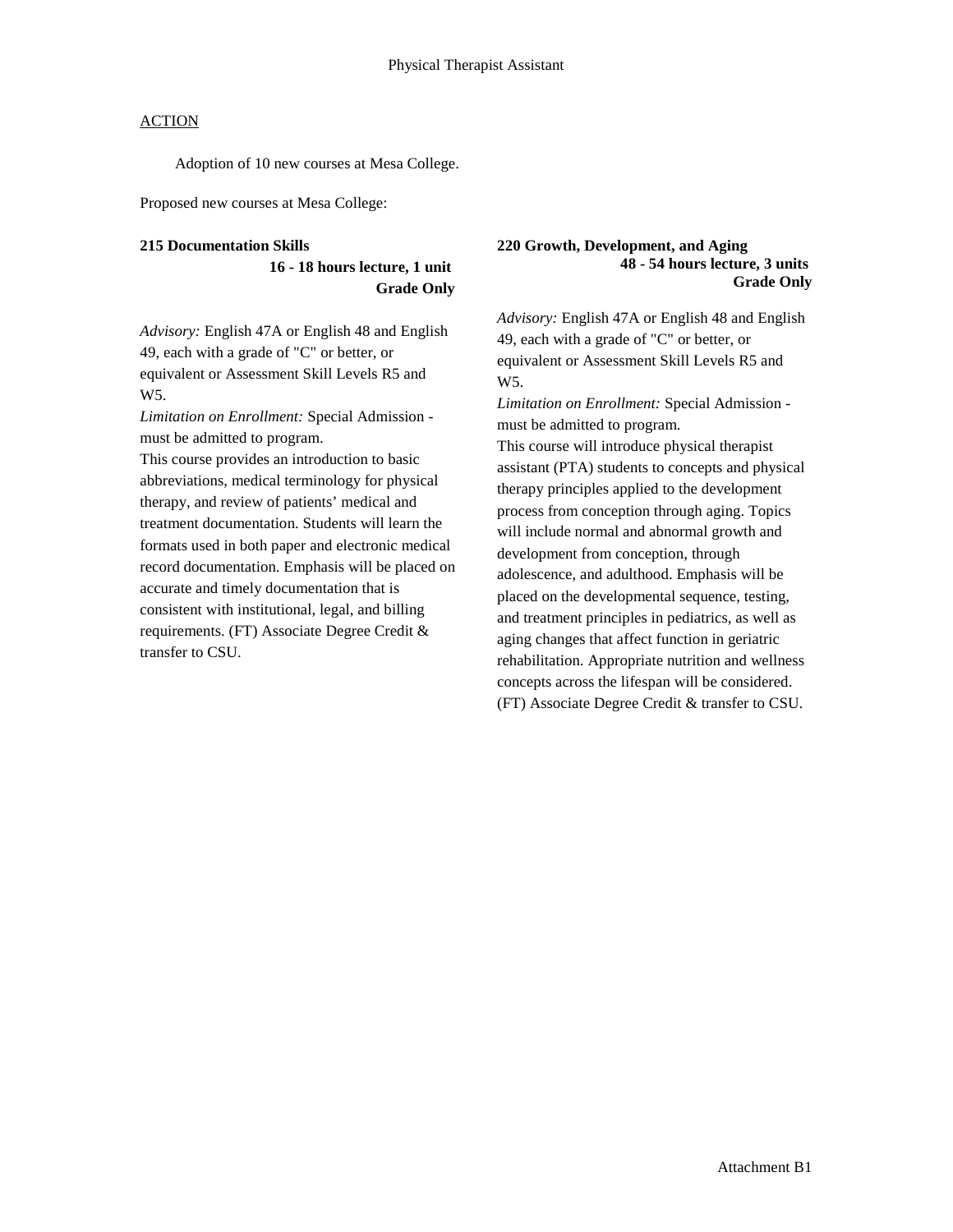Physical Therapist Assistant

ACTION

Adoption of 10 new courses at Mesa College.

Proposed new courses at Mesa College:

**215 Documentation Skills**
**16 - 18 hours lecture, 1 unit**
**Grade Only**

*Advisory:* English 47A or English 48 and English 49, each with a grade of "C" or better, or equivalent or Assessment Skill Levels R5 and W5.
*Limitation on Enrollment:* Special Admission - must be admitted to program.
This course provides an introduction to basic abbreviations, medical terminology for physical therapy, and review of patients' medical and treatment documentation. Students will learn the formats used in both paper and electronic medical record documentation. Emphasis will be placed on accurate and timely documentation that is consistent with institutional, legal, and billing requirements. (FT) Associate Degree Credit & transfer to CSU.

**220 Growth, Development, and Aging**
**48 - 54 hours lecture, 3 units**
**Grade Only**

*Advisory:* English 47A or English 48 and English 49, each with a grade of "C" or better, or equivalent or Assessment Skill Levels R5 and W5.
*Limitation on Enrollment:* Special Admission - must be admitted to program.
This course will introduce physical therapist assistant (PTA) students to concepts and physical therapy principles applied to the development process from conception through aging. Topics will include normal and abnormal growth and development from conception, through adolescence, and adulthood. Emphasis will be placed on the developmental sequence, testing, and treatment principles in pediatrics, as well as aging changes that affect function in geriatric rehabilitation. Appropriate nutrition and wellness concepts across the lifespan will be considered. (FT) Associate Degree Credit & transfer to CSU.

Attachment B1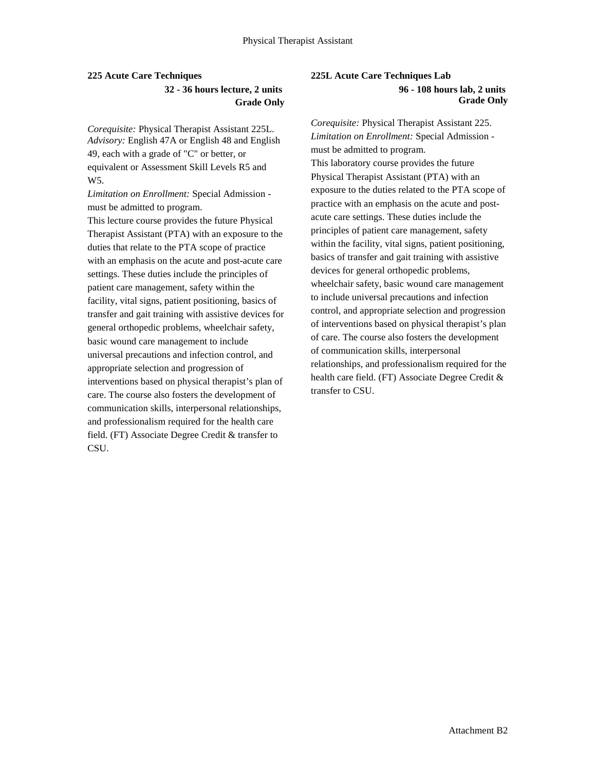**225 Acute Care Techniques**

**32 - 36 hours lecture, 2 units**
**Grade Only**

*Corequisite:* Physical Therapist Assistant 225L.
*Advisory:* English 47A or English 48 and English 49, each with a grade of "C" or better, or equivalent or Assessment Skill Levels R5 and W5.
*Limitation on Enrollment:* Special Admission - must be admitted to program.
This lecture course provides the future Physical Therapist Assistant (PTA) with an exposure to the duties that relate to the PTA scope of practice with an emphasis on the acute and post-acute care settings. These duties include the principles of patient care management, safety within the facility, vital signs, patient positioning, basics of transfer and gait training with assistive devices for general orthopedic problems, wheelchair safety, basic wound care management to include universal precautions and infection control, and appropriate selection and progression of interventions based on physical therapist's plan of care. The course also fosters the development of communication skills, interpersonal relationships, and professionalism required for the health care field. (FT) Associate Degree Credit & transfer to CSU.

**225L Acute Care Techniques Lab**

**96 - 108 hours lab, 2 units**
**Grade Only**

*Corequisite:* Physical Therapist Assistant 225.
*Limitation on Enrollment:* Special Admission - must be admitted to program.
This laboratory course provides the future Physical Therapist Assistant (PTA) with an exposure to the duties related to the PTA scope of practice with an emphasis on the acute and post-acute care settings. These duties include the principles of patient care management, safety within the facility, vital signs, patient positioning, basics of transfer and gait training with assistive devices for general orthopedic problems, wheelchair safety, basic wound care management to include universal precautions and infection control, and appropriate selection and progression of interventions based on physical therapist's plan of care. The course also fosters the development of communication skills, interpersonal relationships, and professionalism required for the health care field. (FT) Associate Degree Credit & transfer to CSU.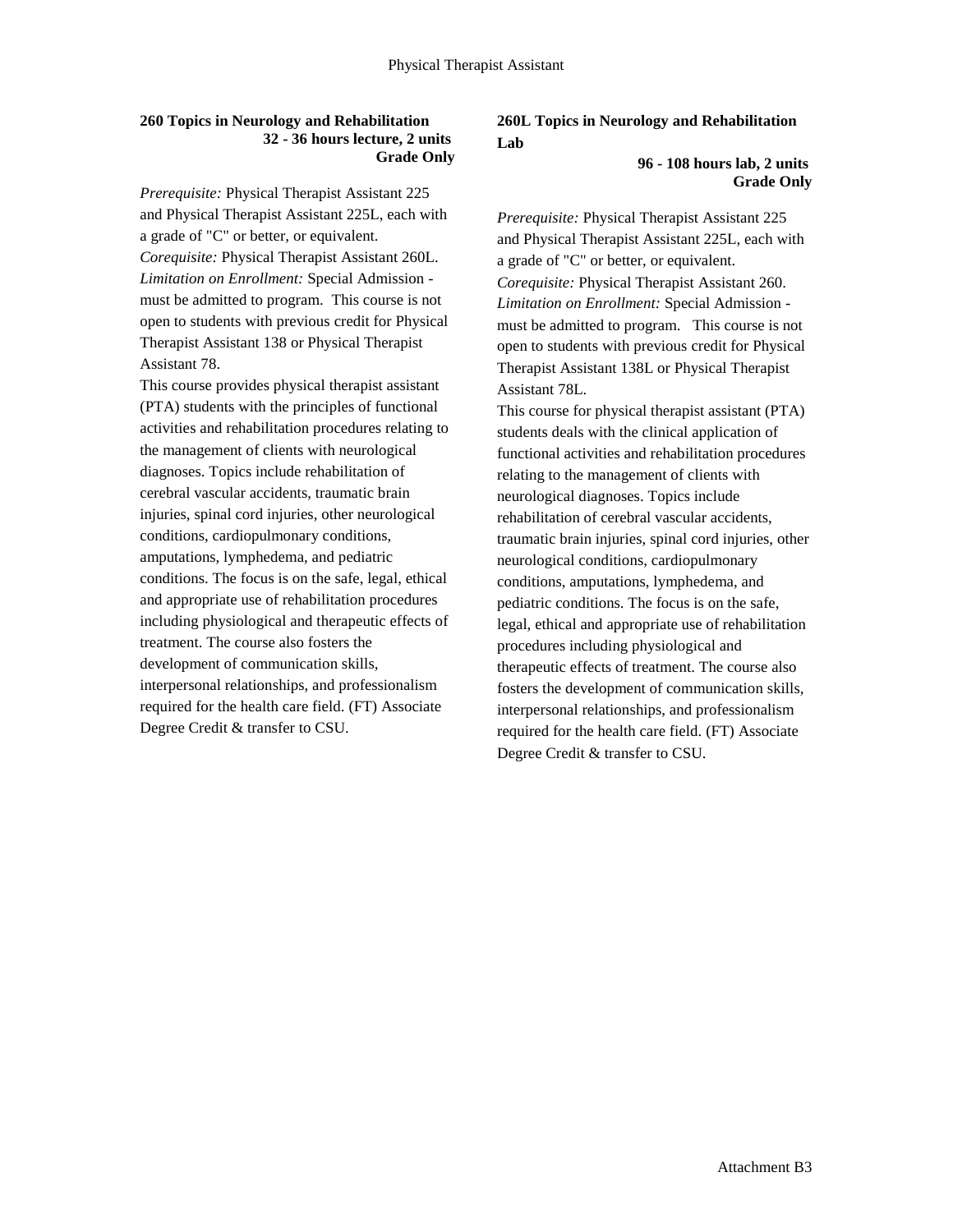### 260 Topics in Neurology and Rehabilitation

**32 - 36 hours lecture, 2 units**
**Grade Only**

*Prerequisite:* Physical Therapist Assistant 225 and Physical Therapist Assistant 225L, each with a grade of "C" or better, or equivalent.
*Corequisite:* Physical Therapist Assistant 260L.
*Limitation on Enrollment:* Special Admission - must be admitted to program. This course is not open to students with previous credit for Physical Therapist Assistant 138 or Physical Therapist Assistant 78.
This course provides physical therapist assistant (PTA) students with the principles of functional activities and rehabilitation procedures relating to the management of clients with neurological diagnoses. Topics include rehabilitation of cerebral vascular accidents, traumatic brain injuries, spinal cord injuries, other neurological conditions, cardiopulmonary conditions, amputations, lymphedema, and pediatric conditions. The focus is on the safe, legal, ethical and appropriate use of rehabilitation procedures including physiological and therapeutic effects of treatment. The course also fosters the development of communication skills, interpersonal relationships, and professionalism required for the health care field. (FT) Associate Degree Credit & transfer to CSU.

### 260L Topics in Neurology and Rehabilitation Lab

**96 - 108 hours lab, 2 units**
**Grade Only**

*Prerequisite:* Physical Therapist Assistant 225 and Physical Therapist Assistant 225L, each with a grade of "C" or better, or equivalent.
*Corequisite:* Physical Therapist Assistant 260.
*Limitation on Enrollment:* Special Admission - must be admitted to program. This course is not open to students with previous credit for Physical Therapist Assistant 138L or Physical Therapist Assistant 78L.
This course for physical therapist assistant (PTA) students deals with the clinical application of functional activities and rehabilitation procedures relating to the management of clients with neurological diagnoses. Topics include rehabilitation of cerebral vascular accidents, traumatic brain injuries, spinal cord injuries, other neurological conditions, cardiopulmonary conditions, amputations, lymphedema, and pediatric conditions. The focus is on the safe, legal, ethical and appropriate use of rehabilitation procedures including physiological and therapeutic effects of treatment. The course also fosters the development of communication skills, interpersonal relationships, and professionalism required for the health care field. (FT) Associate Degree Credit & transfer to CSU.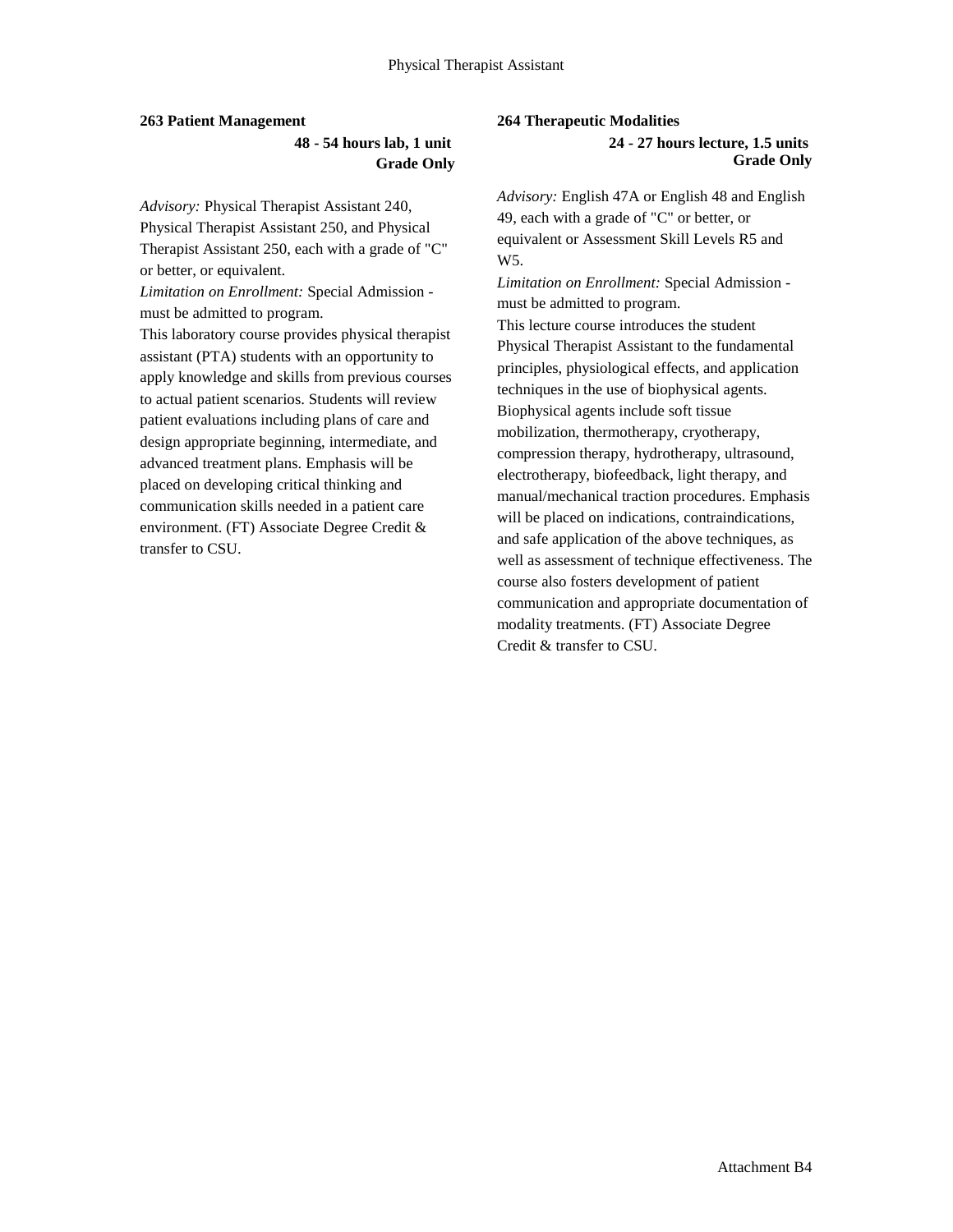**263 Patient Management**

**48 - 54 hours lab, 1 unit**
**Grade Only**

*Advisory:* Physical Therapist Assistant 240, Physical Therapist Assistant 250, and Physical Therapist Assistant 250, each with a grade of "C" or better, or equivalent.
*Limitation on Enrollment:* Special Admission - must be admitted to program.
This laboratory course provides physical therapist assistant (PTA) students with an opportunity to apply knowledge and skills from previous courses to actual patient scenarios. Students will review patient evaluations including plans of care and design appropriate beginning, intermediate, and advanced treatment plans. Emphasis will be placed on developing critical thinking and communication skills needed in a patient care environment. (FT) Associate Degree Credit & transfer to CSU.

**264 Therapeutic Modalities**

**24 - 27 hours lecture, 1.5 units**
**Grade Only**

*Advisory:* English 47A or English 48 and English 49, each with a grade of "C" or better, or equivalent or Assessment Skill Levels R5 and W5.
*Limitation on Enrollment:* Special Admission - must be admitted to program.
This lecture course introduces the student Physical Therapist Assistant to the fundamental principles, physiological effects, and application techniques in the use of biophysical agents. Biophysical agents include soft tissue mobilization, thermotherapy, cryotherapy, compression therapy, hydrotherapy, ultrasound, electrotherapy, biofeedback, light therapy, and manual/mechanical traction procedures. Emphasis will be placed on indications, contraindications, and safe application of the above techniques, as well as assessment of technique effectiveness. The course also fosters development of patient communication and appropriate documentation of modality treatments. (FT) Associate Degree Credit & transfer to CSU.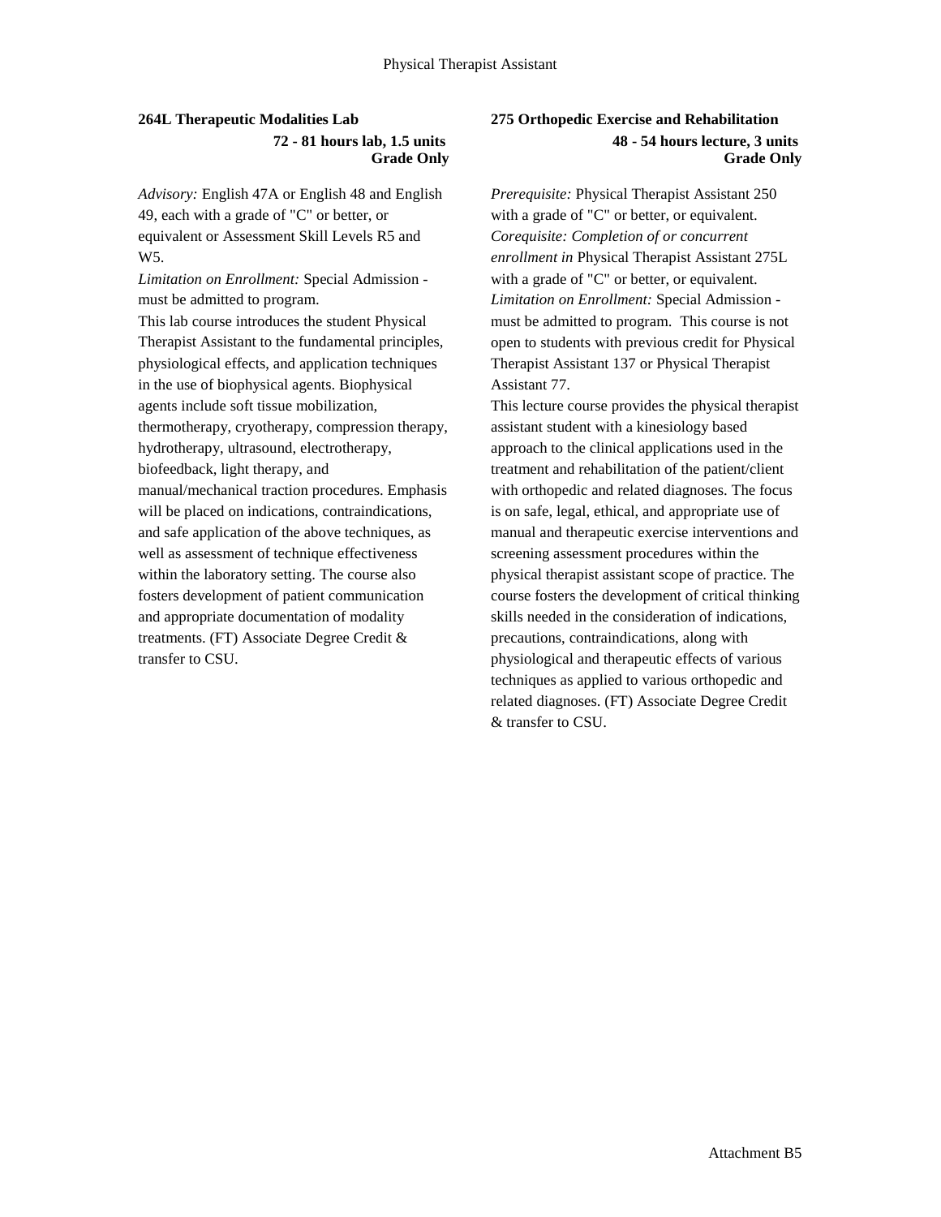### 264L Therapeutic Modalities Lab

**72 - 81 hours lab, 1.5 units**
**Grade Only**

*Advisory:* English 47A or English 48 and English 49, each with a grade of "C" or better, or equivalent or Assessment Skill Levels R5 and W5.
*Limitation on Enrollment:* Special Admission - must be admitted to program.
This lab course introduces the student Physical Therapist Assistant to the fundamental principles, physiological effects, and application techniques in the use of biophysical agents. Biophysical agents include soft tissue mobilization, thermotherapy, cryotherapy, compression therapy, hydrotherapy, ultrasound, electrotherapy, biofeedback, light therapy, and manual/mechanical traction procedures. Emphasis will be placed on indications, contraindications, and safe application of the above techniques, as well as assessment of technique effectiveness within the laboratory setting. The course also fosters development of patient communication and appropriate documentation of modality treatments. (FT) Associate Degree Credit & transfer to CSU.

### 275 Orthopedic Exercise and Rehabilitation

**48 - 54 hours lecture, 3 units**
**Grade Only**

*Prerequisite:* Physical Therapist Assistant 250 with a grade of "C" or better, or equivalent.
*Corequisite: Completion of or concurrent enrollment in* Physical Therapist Assistant 275L with a grade of "C" or better, or equivalent.
*Limitation on Enrollment:* Special Admission - must be admitted to program. This course is not open to students with previous credit for Physical Therapist Assistant 137 or Physical Therapist Assistant 77.
This lecture course provides the physical therapist assistant student with a kinesiology based approach to the clinical applications used in the treatment and rehabilitation of the patient/client with orthopedic and related diagnoses. The focus is on safe, legal, ethical, and appropriate use of manual and therapeutic exercise interventions and screening assessment procedures within the physical therapist assistant scope of practice. The course fosters the development of critical thinking skills needed in the consideration of indications, precautions, contraindications, along with physiological and therapeutic effects of various techniques as applied to various orthopedic and related diagnoses. (FT) Associate Degree Credit & transfer to CSU.

Attachment B5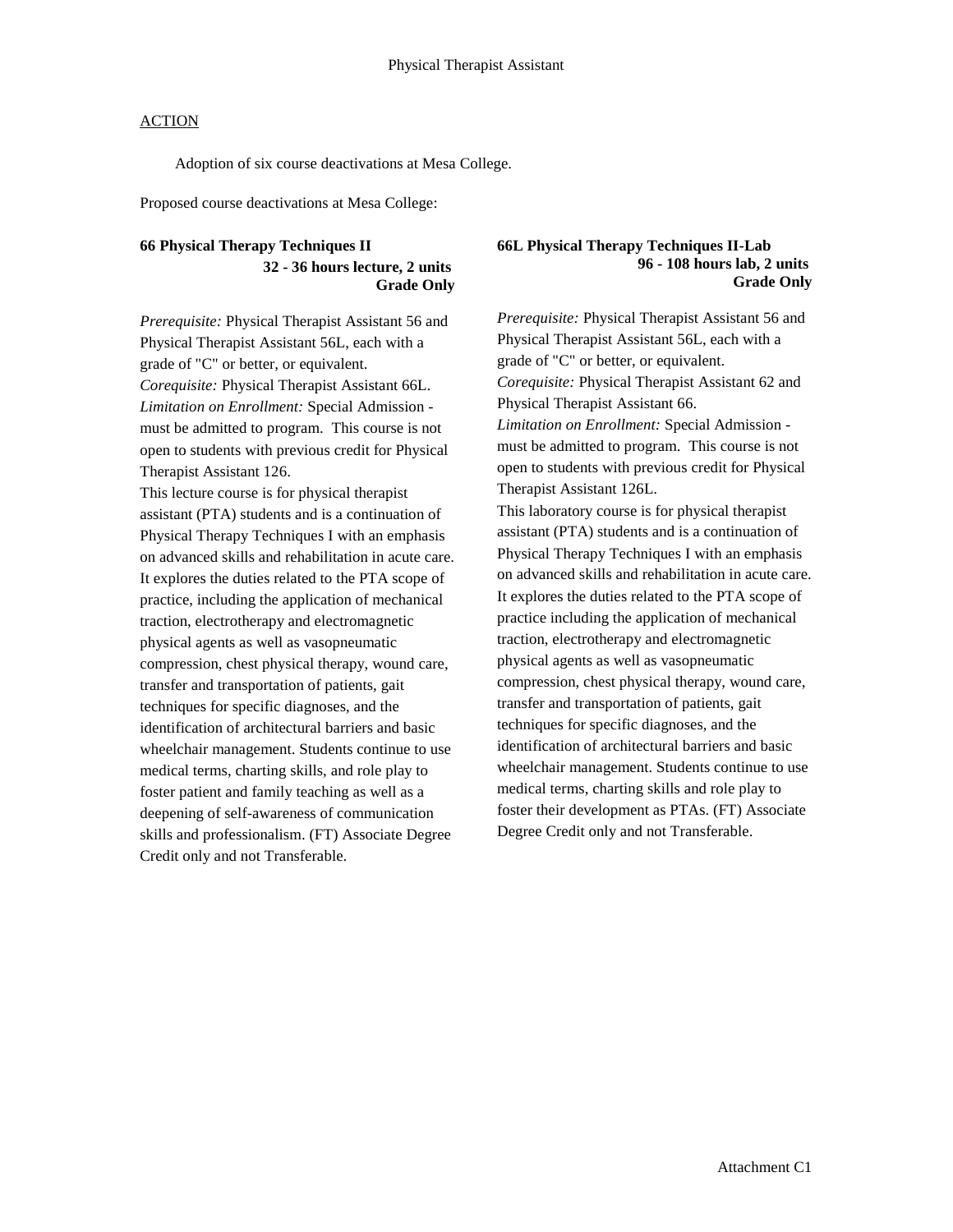Physical Therapist Assistant

ACTION

Adoption of six course deactivations at Mesa College.

Proposed course deactivations at Mesa College:

**66 Physical Therapy Techniques II**
**32 - 36 hours lecture, 2 units**
**Grade Only**

*Prerequisite:* Physical Therapist Assistant 56 and Physical Therapist Assistant 56L, each with a grade of "C" or better, or equivalent.
*Corequisite:* Physical Therapist Assistant 66L.
*Limitation on Enrollment:* Special Admission - must be admitted to program. This course is not open to students with previous credit for Physical Therapist Assistant 126.
This lecture course is for physical therapist assistant (PTA) students and is a continuation of Physical Therapy Techniques I with an emphasis on advanced skills and rehabilitation in acute care. It explores the duties related to the PTA scope of practice, including the application of mechanical traction, electrotherapy and electromagnetic physical agents as well as vasopneumatic compression, chest physical therapy, wound care, transfer and transportation of patients, gait techniques for specific diagnoses, and the identification of architectural barriers and basic wheelchair management. Students continue to use medical terms, charting skills, and role play to foster patient and family teaching as well as a deepening of self-awareness of communication skills and professionalism. (FT) Associate Degree Credit only and not Transferable.

**66L Physical Therapy Techniques II-Lab**
**96 - 108 hours lab, 2 units**
**Grade Only**

*Prerequisite:* Physical Therapist Assistant 56 and Physical Therapist Assistant 56L, each with a grade of "C" or better, or equivalent.
*Corequisite:* Physical Therapist Assistant 62 and Physical Therapist Assistant 66.
*Limitation on Enrollment:* Special Admission - must be admitted to program. This course is not open to students with previous credit for Physical Therapist Assistant 126L.
This laboratory course is for physical therapist assistant (PTA) students and is a continuation of Physical Therapy Techniques I with an emphasis on advanced skills and rehabilitation in acute care. It explores the duties related to the PTA scope of practice including the application of mechanical traction, electrotherapy and electromagnetic physical agents as well as vasopneumatic compression, chest physical therapy, wound care, transfer and transportation of patients, gait techniques for specific diagnoses, and the identification of architectural barriers and basic wheelchair management. Students continue to use medical terms, charting skills and role play to foster their development as PTAs. (FT) Associate Degree Credit only and not Transferable.

Attachment C1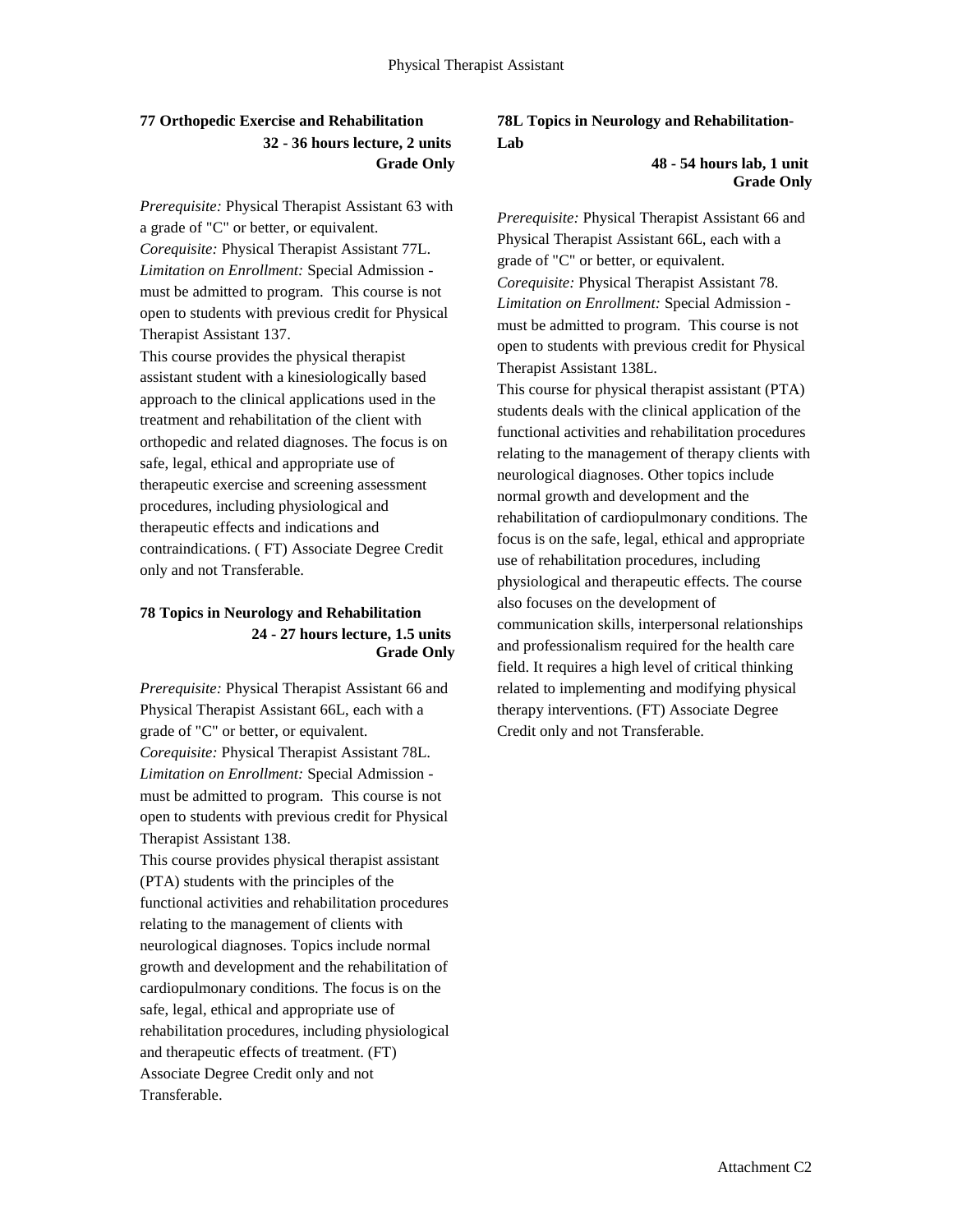### 77 Orthopedic Exercise and Rehabilitation

**32 - 36 hours lecture, 2 units**
**Grade Only**

*Prerequisite:* Physical Therapist Assistant 63 with a grade of "C" or better, or equivalent.
*Corequisite:* Physical Therapist Assistant 77L.
*Limitation on Enrollment:* Special Admission - must be admitted to program. This course is not open to students with previous credit for Physical Therapist Assistant 137.
This course provides the physical therapist assistant student with a kinesiologically based approach to the clinical applications used in the treatment and rehabilitation of the client with orthopedic and related diagnoses. The focus is on safe, legal, ethical and appropriate use of therapeutic exercise and screening assessment procedures, including physiological and therapeutic effects and indications and contraindications. ( FT) Associate Degree Credit only and not Transferable.

### 78 Topics in Neurology and Rehabilitation

**24 - 27 hours lecture, 1.5 units**
**Grade Only**

*Prerequisite:* Physical Therapist Assistant 66 and Physical Therapist Assistant 66L, each with a grade of "C" or better, or equivalent.
*Corequisite:* Physical Therapist Assistant 78L.
*Limitation on Enrollment:* Special Admission - must be admitted to program. This course is not open to students with previous credit for Physical Therapist Assistant 138.
This course provides physical therapist assistant (PTA) students with the principles of the functional activities and rehabilitation procedures relating to the management of clients with neurological diagnoses. Topics include normal growth and development and the rehabilitation of cardiopulmonary conditions. The focus is on the safe, legal, ethical and appropriate use of rehabilitation procedures, including physiological and therapeutic effects of treatment. (FT) Associate Degree Credit only and not Transferable.

### 78L Topics in Neurology and Rehabilitation-Lab

**48 - 54 hours lab, 1 unit**
**Grade Only**

*Prerequisite:* Physical Therapist Assistant 66 and Physical Therapist Assistant 66L, each with a grade of "C" or better, or equivalent.
*Corequisite:* Physical Therapist Assistant 78.
*Limitation on Enrollment:* Special Admission - must be admitted to program. This course is not open to students with previous credit for Physical Therapist Assistant 138L.
This course for physical therapist assistant (PTA) students deals with the clinical application of the functional activities and rehabilitation procedures relating to the management of therapy clients with neurological diagnoses. Other topics include normal growth and development and the rehabilitation of cardiopulmonary conditions. The focus is on the safe, legal, ethical and appropriate use of rehabilitation procedures, including physiological and therapeutic effects. The course also focuses on the development of communication skills, interpersonal relationships and professionalism required for the health care field. It requires a high level of critical thinking related to implementing and modifying physical therapy interventions. (FT) Associate Degree Credit only and not Transferable.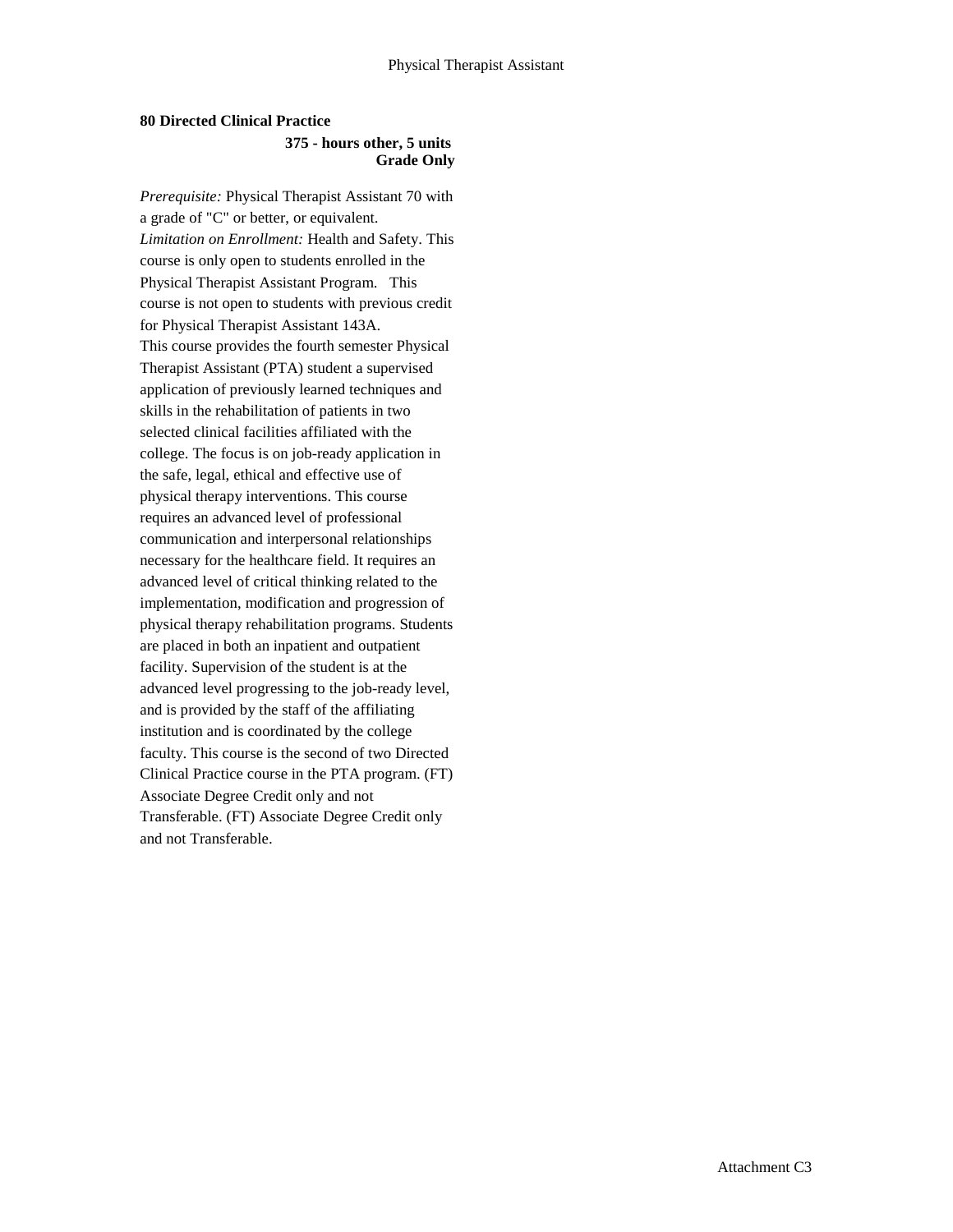**80 Directed Clinical Practice**

**375 - hours other, 5 units**
**Grade Only**

*Prerequisite:* Physical Therapist Assistant 70 with a grade of "C" or better, or equivalent.
*Limitation on Enrollment:* Health and Safety. This course is only open to students enrolled in the Physical Therapist Assistant Program. This course is not open to students with previous credit for Physical Therapist Assistant 143A.
This course provides the fourth semester Physical Therapist Assistant (PTA) student a supervised application of previously learned techniques and skills in the rehabilitation of patients in two selected clinical facilities affiliated with the college. The focus is on job-ready application in the safe, legal, ethical and effective use of physical therapy interventions. This course requires an advanced level of professional communication and interpersonal relationships necessary for the healthcare field. It requires an advanced level of critical thinking related to the implementation, modification and progression of physical therapy rehabilitation programs. Students are placed in both an inpatient and outpatient facility. Supervision of the student is at the advanced level progressing to the job-ready level, and is provided by the staff of the affiliating institution and is coordinated by the college faculty. This course is the second of two Directed Clinical Practice course in the PTA program. (FT) Associate Degree Credit only and not Transferable. (FT) Associate Degree Credit only and not Transferable.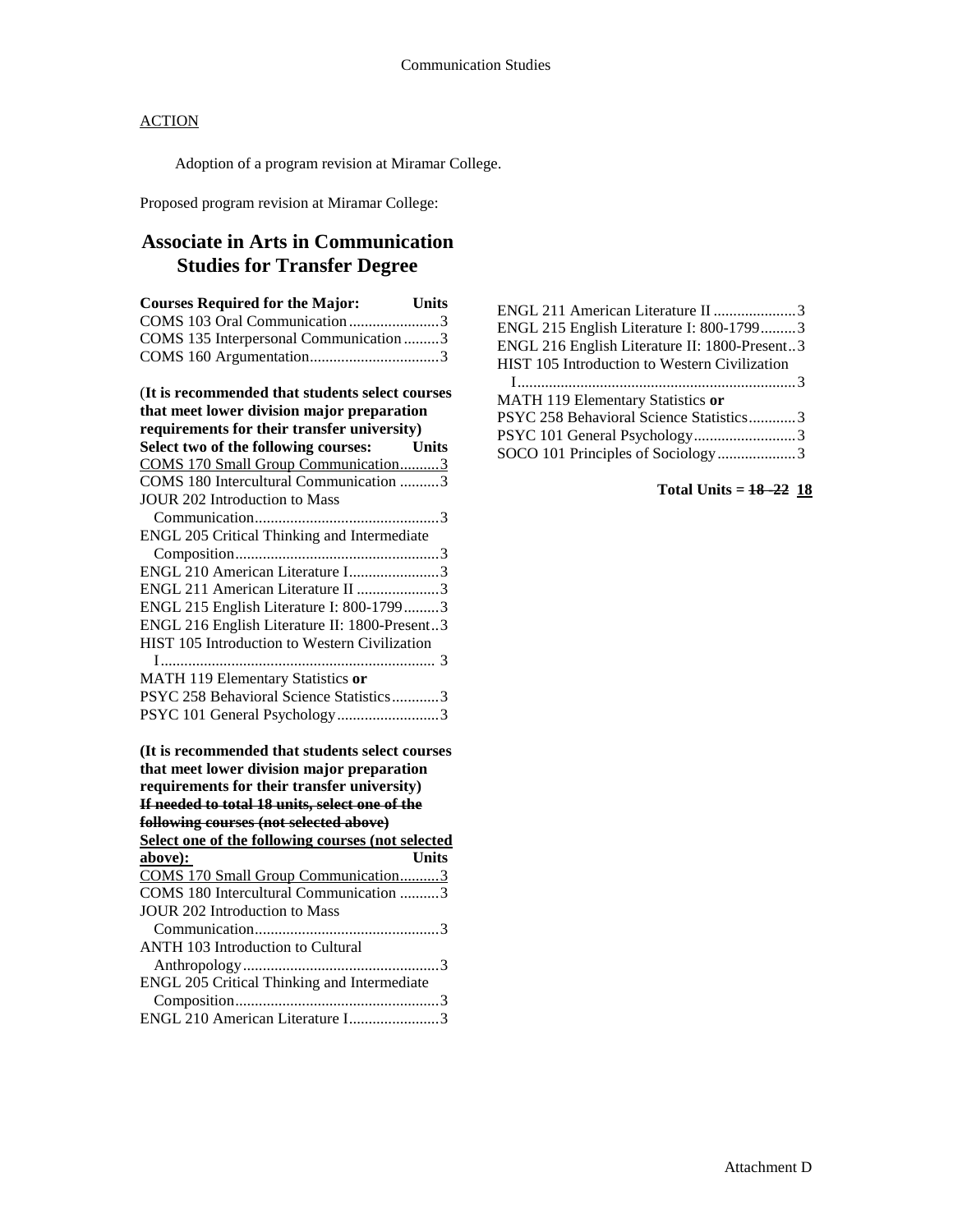ACTION

Adoption of a program revision at Miramar College.

Proposed program revision at Miramar College:

## Associate in Arts in Communication Studies for Transfer Degree

| Courses Required for the Major: | Units |
|---|---|
| COMS 103 Oral Communication | 3 |
| COMS 135 Interpersonal Communication | 3 |
| COMS 160 Argumentation | 3 |

(**It is recommended that students select courses that meet lower division major preparation requirements for their transfer university)**

| Select two of the following courses: | Units |
|---|---|
| <u>COMS 170 Small Group Communication</u> | <u>3</u> |
| COMS 180 Intercultural Communication | 3 |
| JOUR 202 Introduction to Mass Communication | 3 |
| ENGL 205 Critical Thinking and Intermediate Composition | 3 |
| ENGL 210 American Literature I | 3 |
| ENGL 211 American Literature II | 3 |
| ENGL 215 English Literature I: 800-1799 | 3 |
| ENGL 216 English Literature II: 1800-Present | 3 |
| HIST 105 Introduction to Western Civilization I | 3 |
| MATH 119 Elementary Statistics **or** PSYC 258 Behavioral Science Statistics | 3 |
| PSYC 101 General Psychology | 3 |

**(It is recommended that students select courses that meet lower division major preparation requirements for their transfer university)**
~~**If needed to total 18 units, select one of the following courses (not selected above)**~~
<u>**Select one of the following courses (not selected above):**</u>

| | Units |
|---|---|
| <u>COMS 170 Small Group Communication</u> | <u>3</u> |
| COMS 180 Intercultural Communication | 3 |
| JOUR 202 Introduction to Mass Communication | 3 |
| ANTH 103 Introduction to Cultural Anthropology | 3 |
| ENGL 205 Critical Thinking and Intermediate Composition | 3 |
| ENGL 210 American Literature I | 3 |
| ENGL 211 American Literature II | 3 |
| ENGL 215 English Literature I: 800-1799 | 3 |
| ENGL 216 English Literature II: 1800-Present | 3 |
| HIST 105 Introduction to Western Civilization I | 3 |
| MATH 119 Elementary Statistics **or** PSYC 258 Behavioral Science Statistics | 3 |
| PSYC 101 General Psychology | 3 |
| SOCO 101 Principles of Sociology | 3 |

**Total Units = ~~18–22~~ <u>18</u>**

Attachment D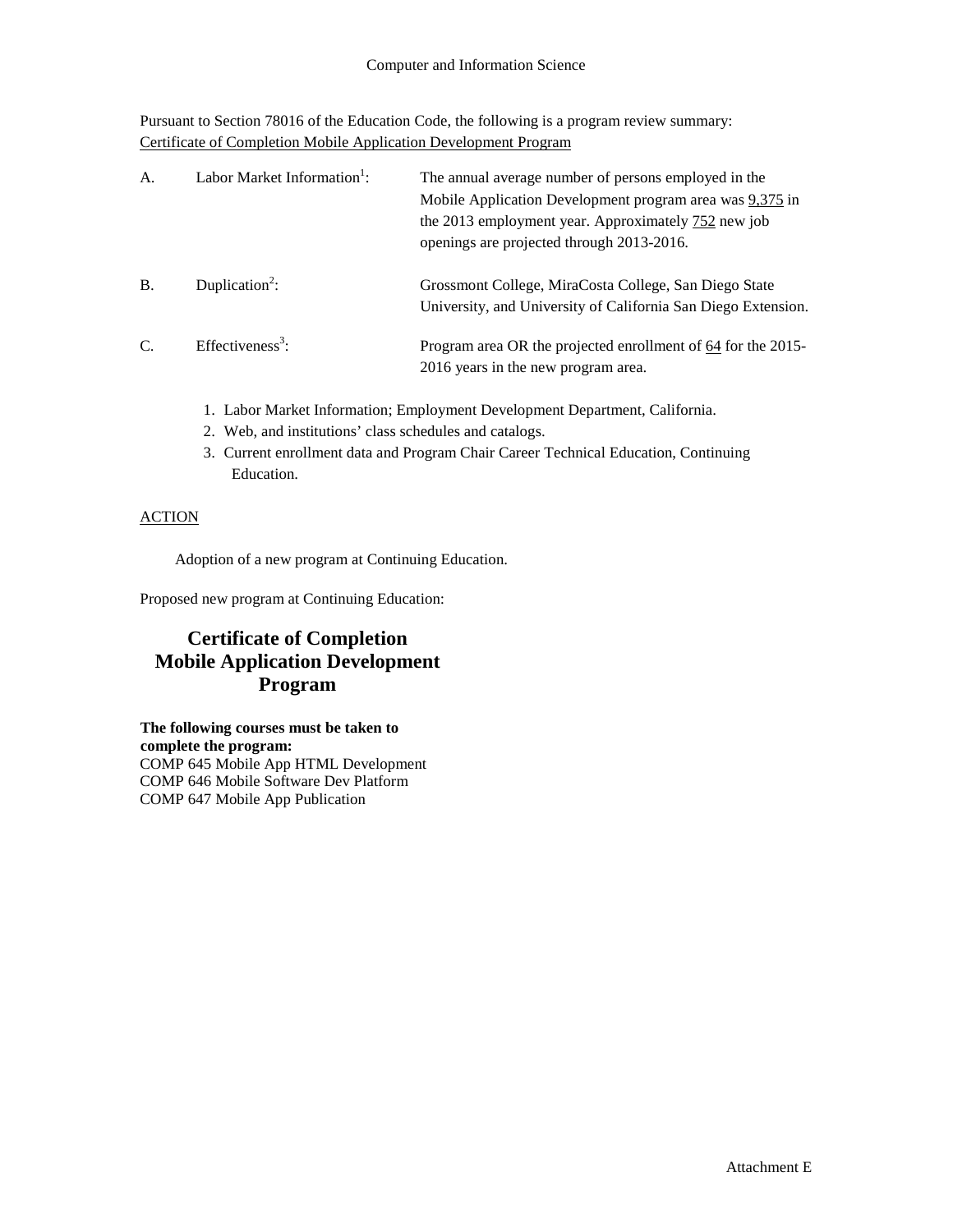Computer and Information Science

Pursuant to Section 78016 of the Education Code, the following is a program review summary:
Certificate of Completion Mobile Application Development Program

| | | |
|---|---|---|
| A. | Labor Market Information[1]: | The annual average number of persons employed in the Mobile Application Development program area was 9,375 in the 2013 employment year. Approximately 752 new job openings are projected through 2013-2016. |
| B. | Duplication[2]: | Grossmont College, MiraCosta College, San Diego State University, and University of California San Diego Extension. |
| C. | Effectiveness[3]: | Program area OR the projected enrollment of 64 for the 2015-2016 years in the new program area. |

1. Labor Market Information; Employment Development Department, California.
2. Web, and institutions' class schedules and catalogs.
3. Current enrollment data and Program Chair Career Technical Education, Continuing Education.

ACTION

Adoption of a new program at Continuing Education.

Proposed new program at Continuing Education:

## Certificate of Completion Mobile Application Development Program

**The following courses must be taken to complete the program:**
COMP 645 Mobile App HTML Development
COMP 646 Mobile Software Dev Platform
COMP 647 Mobile App Publication

Attachment E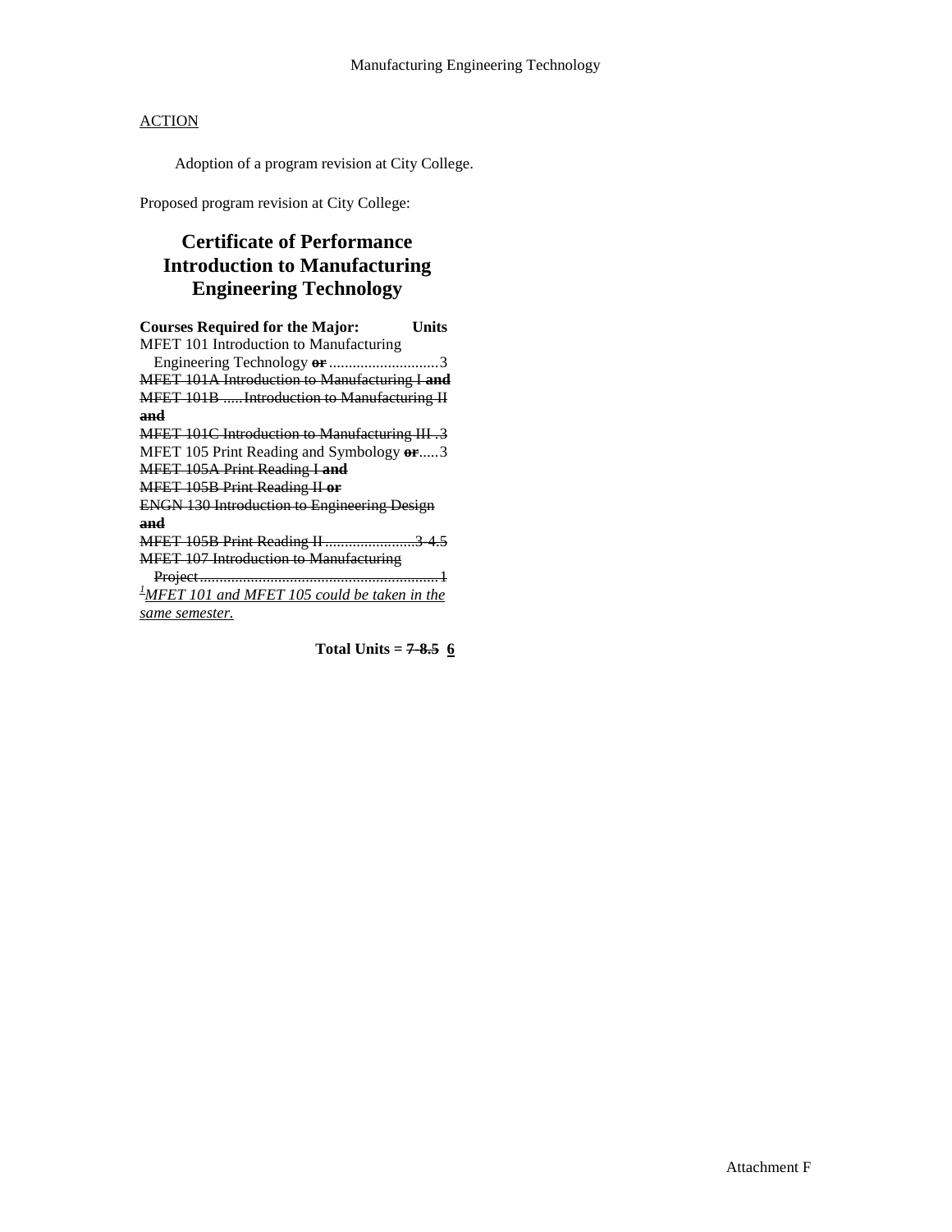ACTION

Adoption of a program revision at City College.

Proposed program revision at City College:

# Certificate of Performance Introduction to Manufacturing Engineering Technology

**Courses Required for the Major: Units**

MFET 101 Introduction to Manufacturing Engineering Technology ~~**or**~~ ............................3

~~MFET 101A Introduction to Manufacturing I **and**~~

~~MFET 101B .....Introduction to Manufacturing II **and**~~

~~MFET 101C Introduction to Manufacturing III .3~~

MFET 105 Print Reading and Symbology ~~**or**~~.....3

~~MFET 105A Print Reading I **and**~~

~~MFET 105B Print Reading II **or**~~

~~ENGN 130 Introduction to Engineering Design **and**~~

~~MFET 105B Print Reading II .......................3-4.5~~

~~MFET 107 Introduction to Manufacturing Project.............................................................1~~

[1]*MFET 101 and MFET 105 could be taken in the same semester.*

**Total Units = ~~7-8.5~~ 6**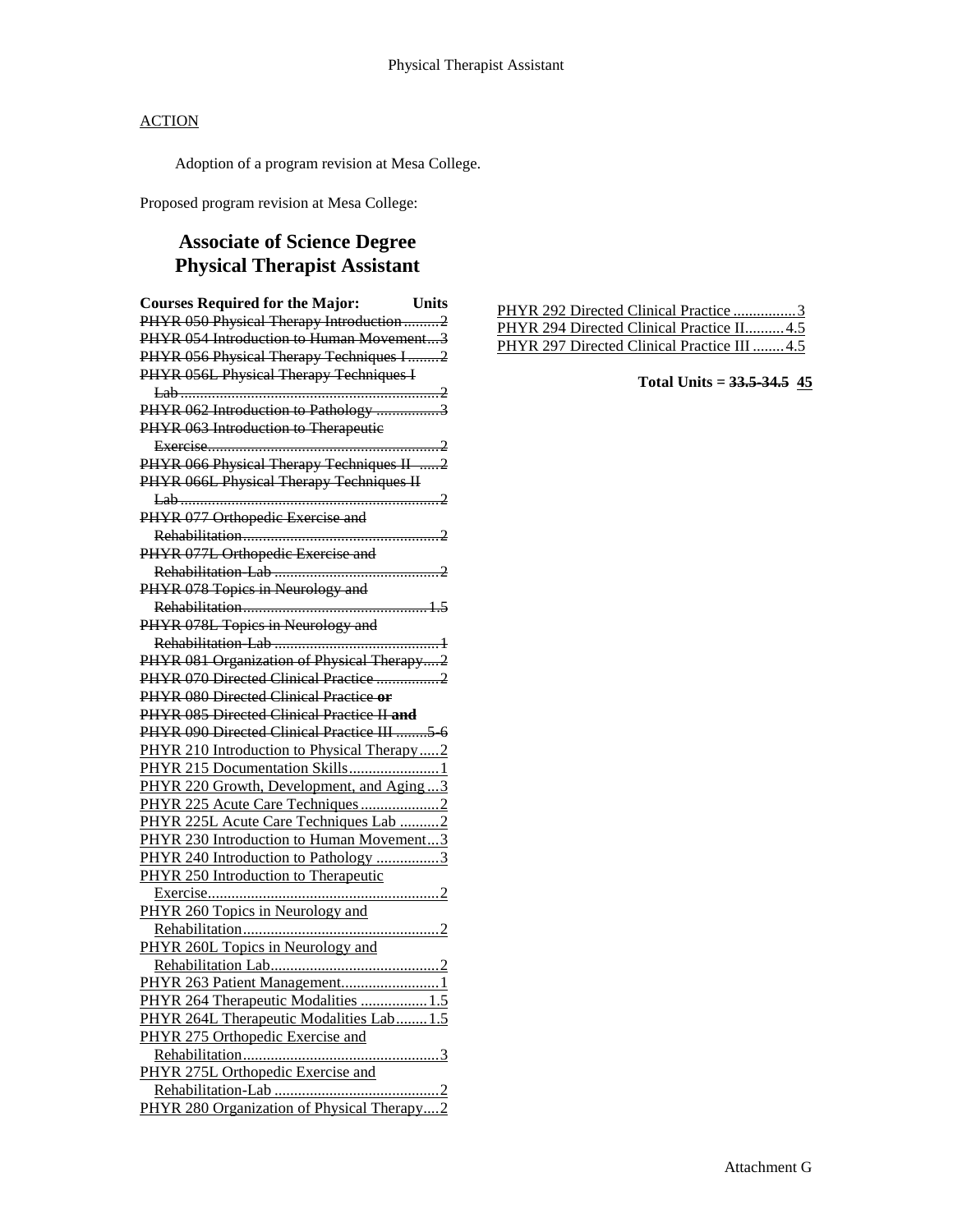ACTION

Adoption of a program revision at Mesa College.

Proposed program revision at Mesa College:

## Associate of Science Degree
## Physical Therapist Assistant

| Courses Required for the Major: | Units |
|---|---|
| ~~PHYR 050 Physical Therapy Introduction~~ | ~~2~~ |
| ~~PHYR 054 Introduction to Human Movement~~ | ~~3~~ |
| ~~PHYR 056 Physical Therapy Techniques I~~ | ~~2~~ |
| ~~PHYR 056L Physical Therapy Techniques I Lab~~ | ~~2~~ |
| ~~PHYR 062 Introduction to Pathology~~ | ~~3~~ |
| ~~PHYR 063 Introduction to Therapeutic Exercise~~ | ~~2~~ |
| ~~PHYR 066 Physical Therapy Techniques II~~ | ~~2~~ |
| ~~PHYR 066L Physical Therapy Techniques II Lab~~ | ~~2~~ |
| ~~PHYR 077 Orthopedic Exercise and Rehabilitation~~ | ~~2~~ |
| ~~PHYR 077L Orthopedic Exercise and Rehabilitation-Lab~~ | ~~2~~ |
| ~~PHYR 078 Topics in Neurology and Rehabilitation~~ | ~~1.5~~ |
| ~~PHYR 078L Topics in Neurology and Rehabilitation-Lab~~ | ~~1~~ |
| ~~PHYR 081 Organization of Physical Therapy~~ | ~~2~~ |
| ~~PHYR 070 Directed Clinical Practice~~ | ~~2~~ |
| ~~PHYR 080 Directed Clinical Practice **or** PHYR 085 Directed Clinical Practice II **and** PHYR 090 Directed Clinical Practice III~~ | ~~5-6~~ |
| <u>PHYR 210 Introduction to Physical Therapy</u> | <u>2</u> |
| <u>PHYR 215 Documentation Skills</u> | <u>1</u> |
| <u>PHYR 220 Growth, Development, and Aging</u> | <u>3</u> |
| <u>PHYR 225 Acute Care Techniques</u> | <u>2</u> |
| <u>PHYR 225L Acute Care Techniques Lab</u> | <u>2</u> |
| <u>PHYR 230 Introduction to Human Movement</u> | <u>3</u> |
| <u>PHYR 240 Introduction to Pathology</u> | <u>3</u> |
| <u>PHYR 250 Introduction to Therapeutic Exercise</u> | <u>2</u> |
| <u>PHYR 260 Topics in Neurology and Rehabilitation</u> | <u>2</u> |
| <u>PHYR 260L Topics in Neurology and Rehabilitation Lab</u> | <u>2</u> |
| <u>PHYR 263 Patient Management</u> | <u>1</u> |
| <u>PHYR 264 Therapeutic Modalities</u> | <u>1.5</u> |
| <u>PHYR 264L Therapeutic Modalities Lab</u> | <u>1.5</u> |
| <u>PHYR 275 Orthopedic Exercise and Rehabilitation</u> | <u>3</u> |
| <u>PHYR 275L Orthopedic Exercise and Rehabilitation-Lab</u> | <u>2</u> |
| <u>PHYR 280 Organization of Physical Therapy</u> | <u>2</u> |
| <u>PHYR 292 Directed Clinical Practice</u> | <u>3</u> |
| <u>PHYR 294 Directed Clinical Practice II</u> | <u>4.5</u> |
| <u>PHYR 297 Directed Clinical Practice III</u> | <u>4.5</u> |

**Total Units = ~~33.5-34.5~~ <u>45</u>**

Attachment G